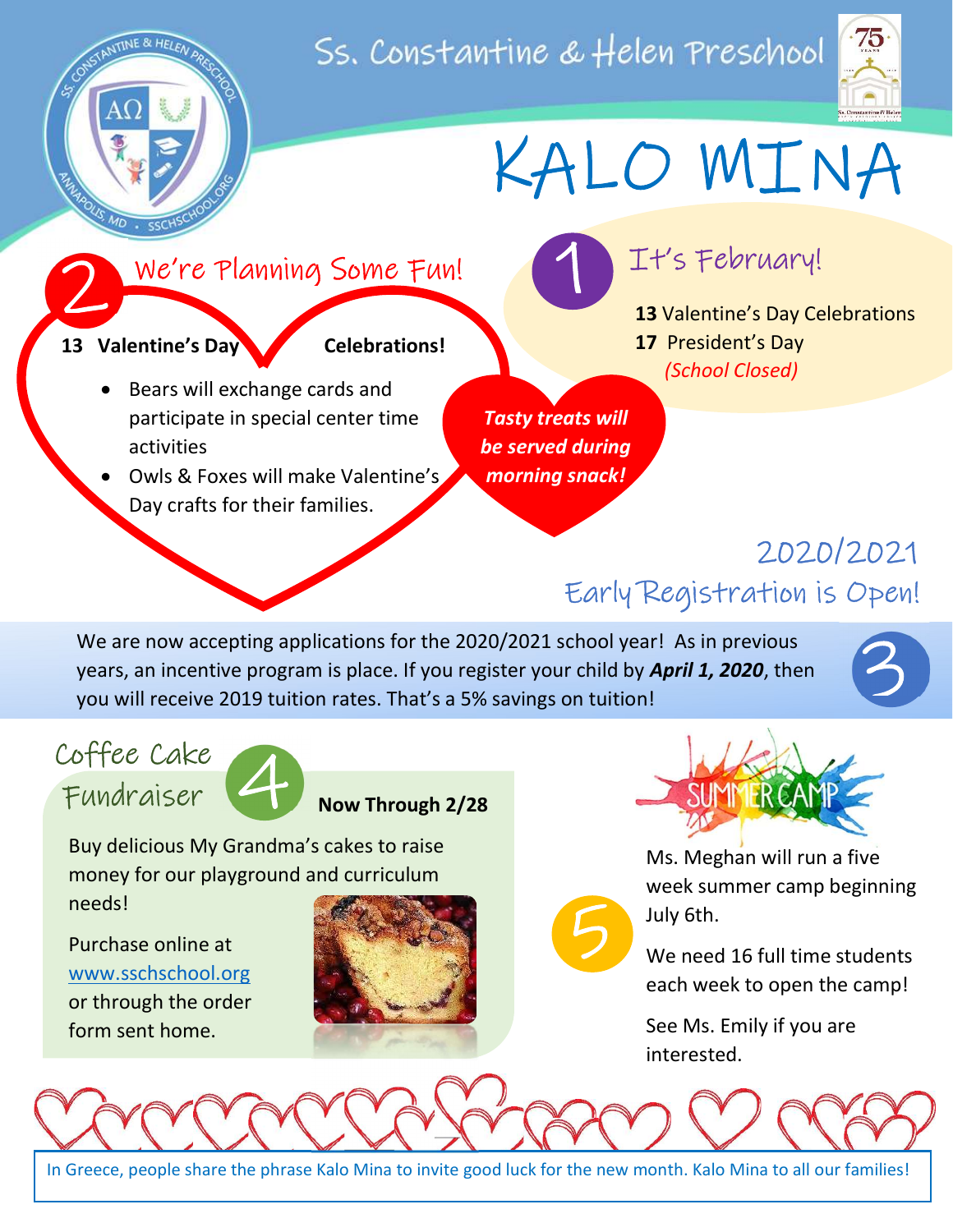# Ss. Constantine & Helen Preschool

# KALO MINA

## 1 It's February!

**13** Valentine's Day Celebrations
**17** President's Day
*(School Closed)*

## 2 We're Planning Some Fun!

**13 Valentine's Day Celebrations!**

- Bears will exchange cards and participate in special center time activities
- Owls & Foxes will make Valentine's Day crafts for their families.

***Tasty treats will be served during morning snack!***

## 3 2020/2021 Early Registration is Open!

We are now accepting applications for the 2020/2021 school year! As in previous years, an incentive program is place. If you register your child by ***April 1, 2020***, then you will receive 2019 tuition rates. That's a 5% savings on tuition!

## 4 Coffee Cake Fundraiser

**Now Through 2/28**

Buy delicious My Grandma's cakes to raise money for our playground and curriculum needs!

Purchase online at www.sschschool.org or through the order form sent home.

## 5 Summer Camp

Ms. Meghan will run a five week summer camp beginning July 6th.

We need 16 full time students each week to open the camp!

See Ms. Emily if you are interested.

In Greece, people share the phrase Kalo Mina to invite good luck for the new month. Kalo Mina to all our families!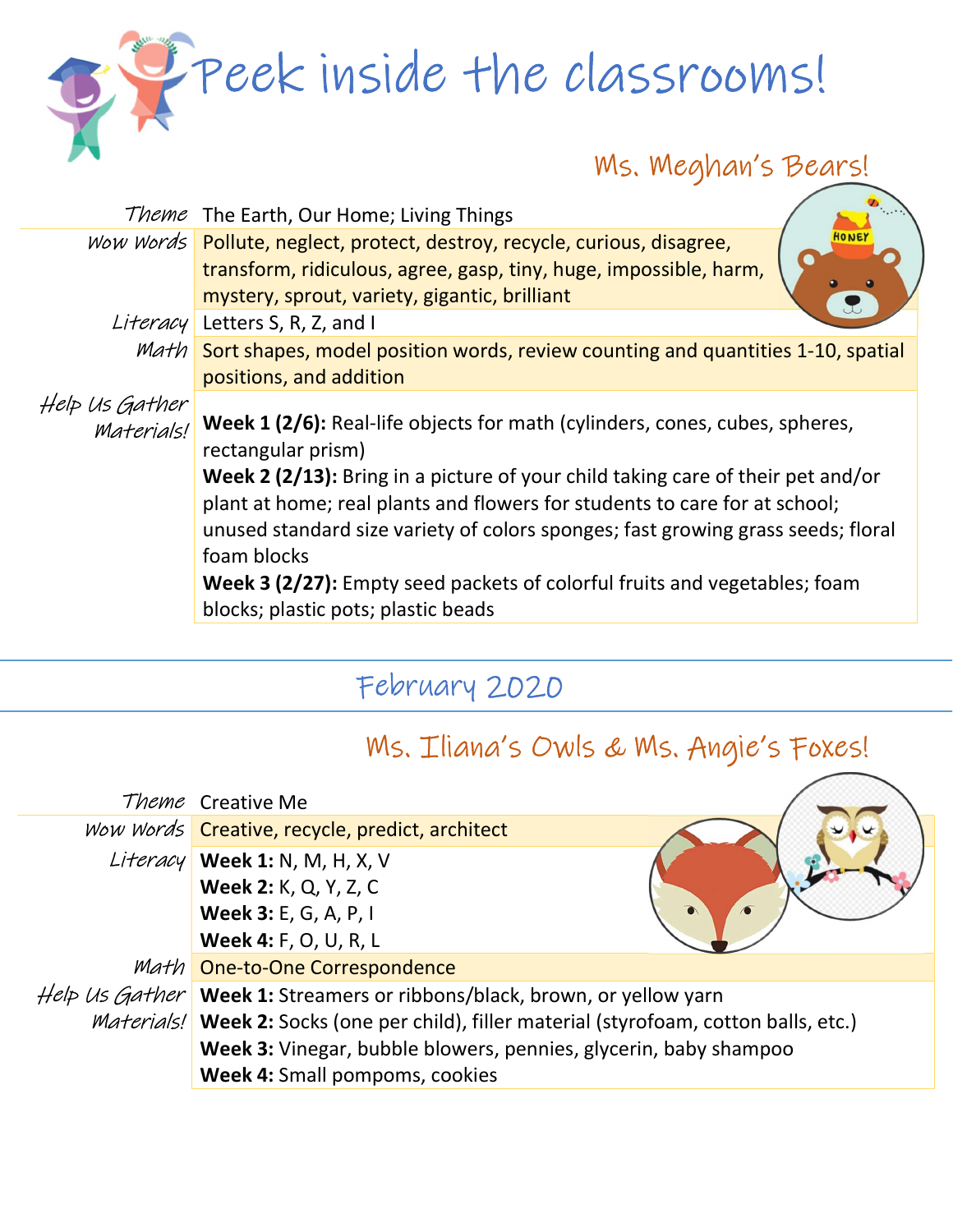# Peek inside the classrooms!

## Ms. Meghan's Bears!

| | |
|---|---|
| *Theme* | The Earth, Our Home; Living Things |
| *Wow Words* | Pollute, neglect, protect, destroy, recycle, curious, disagree, transform, ridiculous, agree, gasp, tiny, huge, impossible, harm, mystery, sprout, variety, gigantic, brilliant |
| *Literacy* | Letters S, R, Z, and I |
| *Math* | Sort shapes, model position words, review counting and quantities 1-10, spatial positions, and addition |
| *Help Us Gather Materials!* | **Week 1 (2/6):** Real-life objects for math (cylinders, cones, cubes, spheres, rectangular prism) **Week 2 (2/13):** Bring in a picture of your child taking care of their pet and/or plant at home; real plants and flowers for students to care for at school; unused standard size variety of colors sponges; fast growing grass seeds; floral foam blocks **Week 3 (2/27):** Empty seed packets of colorful fruits and vegetables; foam blocks; plastic pots; plastic beads |

## February 2020

## Ms. Iliana's Owls & Ms. Angie's Foxes!

| | |
|---|---|
| *Theme* | Creative Me |
| *Wow Words* | Creative, recycle, predict, architect |
| *Literacy* | **Week 1:** N, M, H, X, V **Week 2:** K, Q, Y, Z, C **Week 3:** E, G, A, P, I **Week 4:** F, O, U, R, L |
| *Math* | One-to-One Correspondence |
| *Help Us Gather Materials!* | **Week 1:** Streamers or ribbons/black, brown, or yellow yarn **Week 2:** Socks (one per child), filler material (styrofoam, cotton balls, etc.) **Week 3:** Vinegar, bubble blowers, pennies, glycerin, baby shampoo **Week 4:** Small pompoms, cookies |